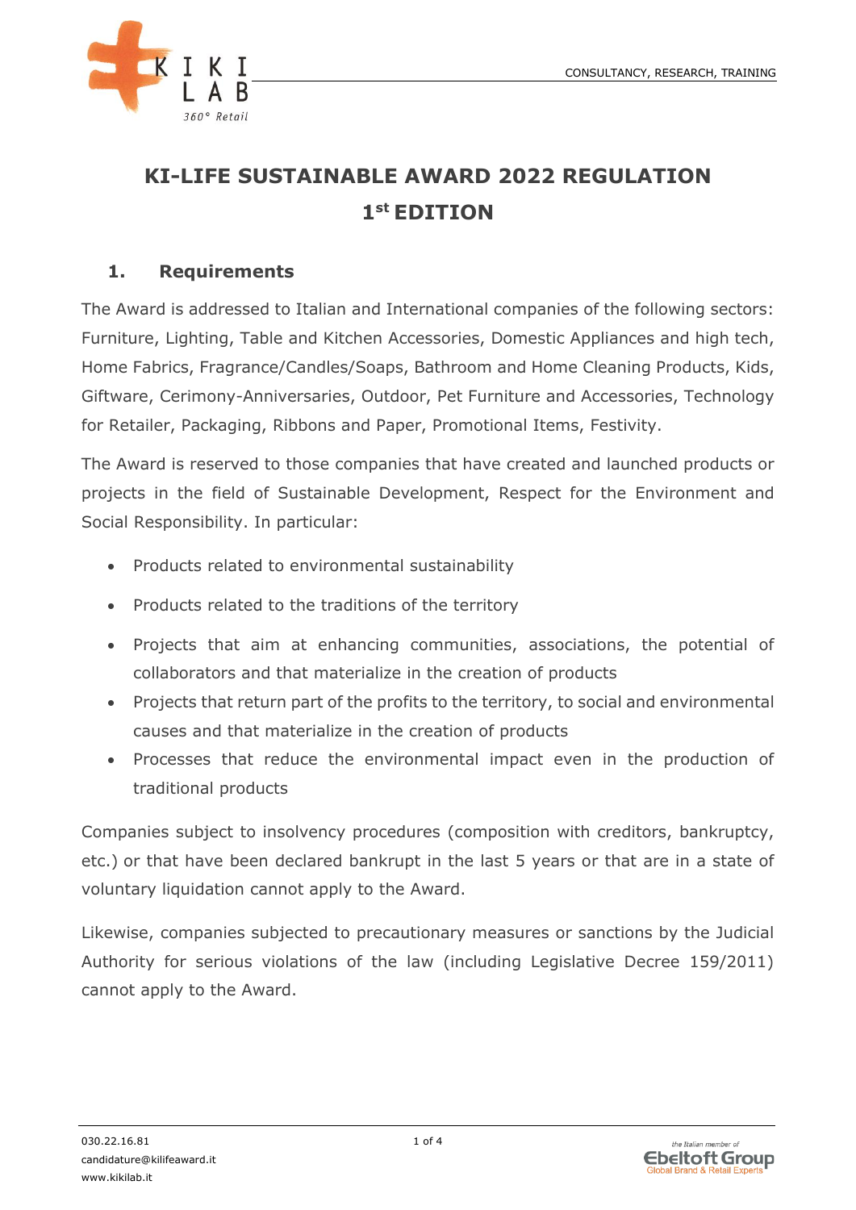# KI-LIFE SUSTAINABLE AWARD 2022 REGULATION
# 1st EDITION

## 1. Requirements

The Award is addressed to Italian and International companies of the following sectors: Furniture, Lighting, Table and Kitchen Accessories, Domestic Appliances and high tech, Home Fabrics, Fragrance/Candles/Soaps, Bathroom and Home Cleaning Products, Kids, Giftware, Cerimony-Anniversaries, Outdoor, Pet Furniture and Accessories, Technology for Retailer, Packaging, Ribbons and Paper, Promotional Items, Festivity.

The Award is reserved to those companies that have created and launched products or projects in the field of Sustainable Development, Respect for the Environment and Social Responsibility. In particular:

- Products related to environmental sustainability
- Products related to the traditions of the territory
- Projects that aim at enhancing communities, associations, the potential of collaborators and that materialize in the creation of products
- Projects that return part of the profits to the territory, to social and environmental causes and that materialize in the creation of products
- Processes that reduce the environmental impact even in the production of traditional products

Companies subject to insolvency procedures (composition with creditors, bankruptcy, etc.) or that have been declared bankrupt in the last 5 years or that are in a state of voluntary liquidation cannot apply to the Award.

Likewise, companies subjected to precautionary measures or sanctions by the Judicial Authority for serious violations of the law (including Legislative Decree 159/2011) cannot apply to the Award.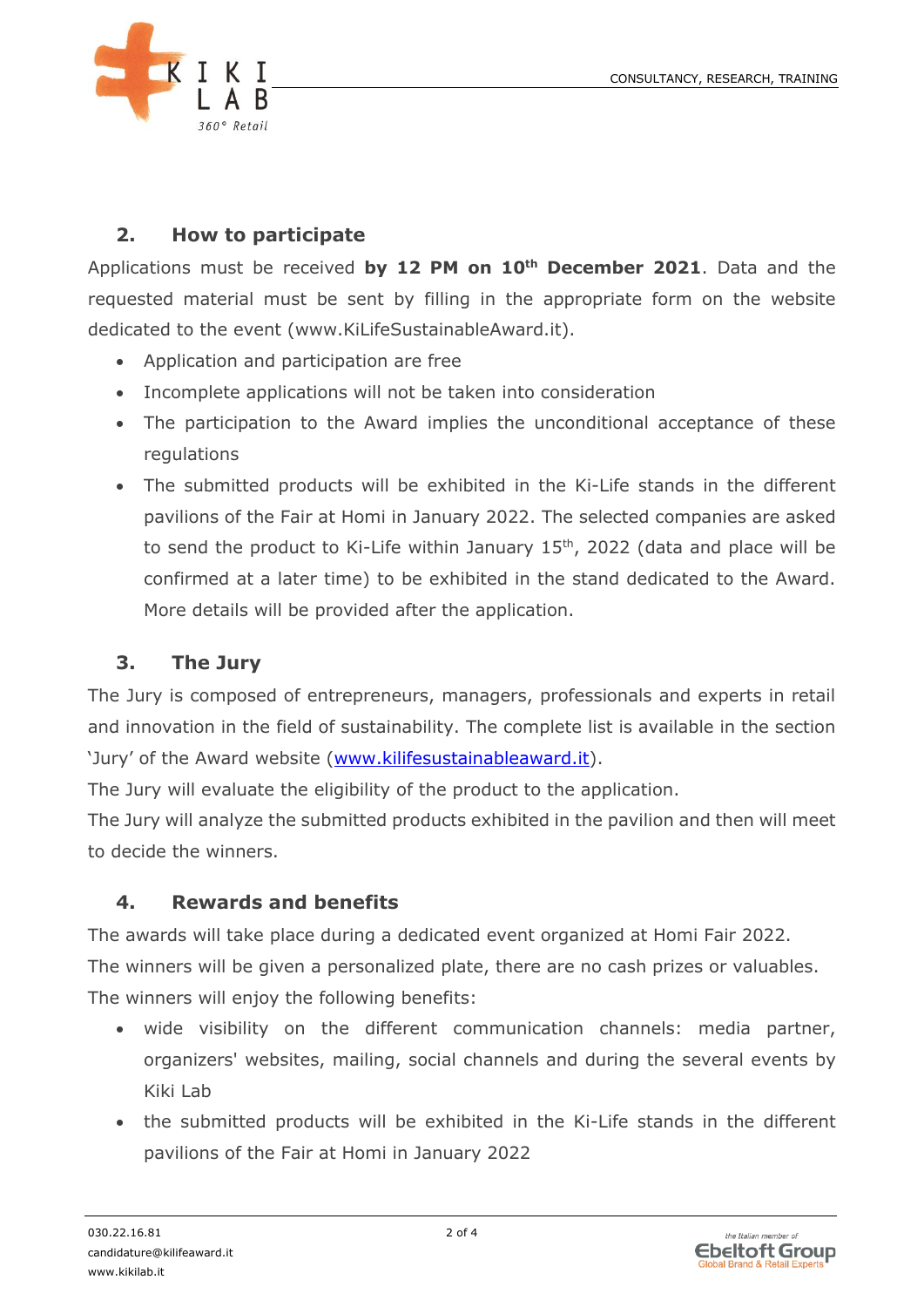## 2. How to participate

Applications must be received **by 12 PM on 10th December 2021**. Data and the requested material must be sent by filling in the appropriate form on the website dedicated to the event (www.KiLifeSustainableAward.it).

- Application and participation are free
- Incomplete applications will not be taken into consideration
- The participation to the Award implies the unconditional acceptance of these regulations
- The submitted products will be exhibited in the Ki-Life stands in the different pavilions of the Fair at Homi in January 2022. The selected companies are asked to send the product to Ki-Life within January 15th, 2022 (data and place will be confirmed at a later time) to be exhibited in the stand dedicated to the Award. More details will be provided after the application.

## 3. The Jury

The Jury is composed of entrepreneurs, managers, professionals and experts in retail and innovation in the field of sustainability. The complete list is available in the section 'Jury' of the Award website (www.kilifesustainableaward.it).

The Jury will evaluate the eligibility of the product to the application.

The Jury will analyze the submitted products exhibited in the pavilion and then will meet to decide the winners.

## 4. Rewards and benefits

The awards will take place during a dedicated event organized at Homi Fair 2022.

The winners will be given a personalized plate, there are no cash prizes or valuables.

The winners will enjoy the following benefits:

- wide visibility on the different communication channels: media partner, organizers' websites, mailing, social channels and during the several events by Kiki Lab
- the submitted products will be exhibited in the Ki-Life stands in the different pavilions of the Fair at Homi in January 2022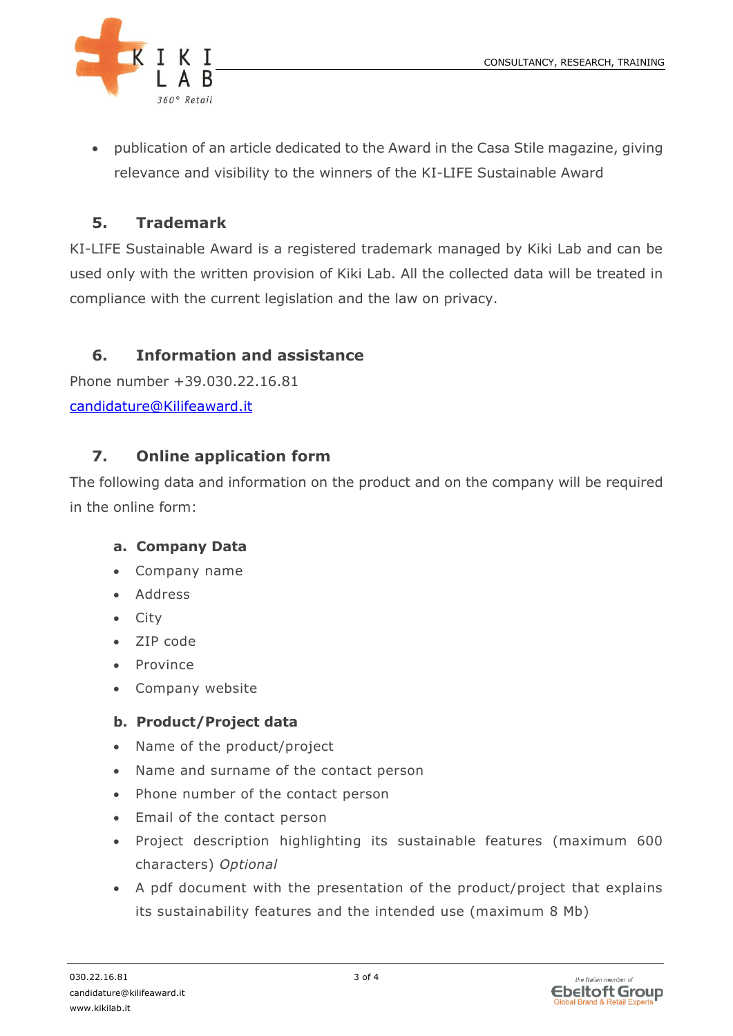- publication of an article dedicated to the Award in the Casa Stile magazine, giving relevance and visibility to the winners of the KI-LIFE Sustainable Award

## 5. Trademark

KI-LIFE Sustainable Award is a registered trademark managed by Kiki Lab and can be used only with the written provision of Kiki Lab. All the collected data will be treated in compliance with the current legislation and the law on privacy.

## 6. Information and assistance

Phone number +39.030.22.16.81
candidature@Kilifeaward.it

## 7. Online application form

The following data and information on the product and on the company will be required in the online form:

### a. Company Data

- Company name
- Address
- City
- ZIP code
- Province
- Company website

### b. Product/Project data

- Name of the product/project
- Name and surname of the contact person
- Phone number of the contact person
- Email of the contact person
- Project description highlighting its sustainable features (maximum 600 characters) *Optional*
- A pdf document with the presentation of the product/project that explains its sustainability features and the intended use (maximum 8 Mb)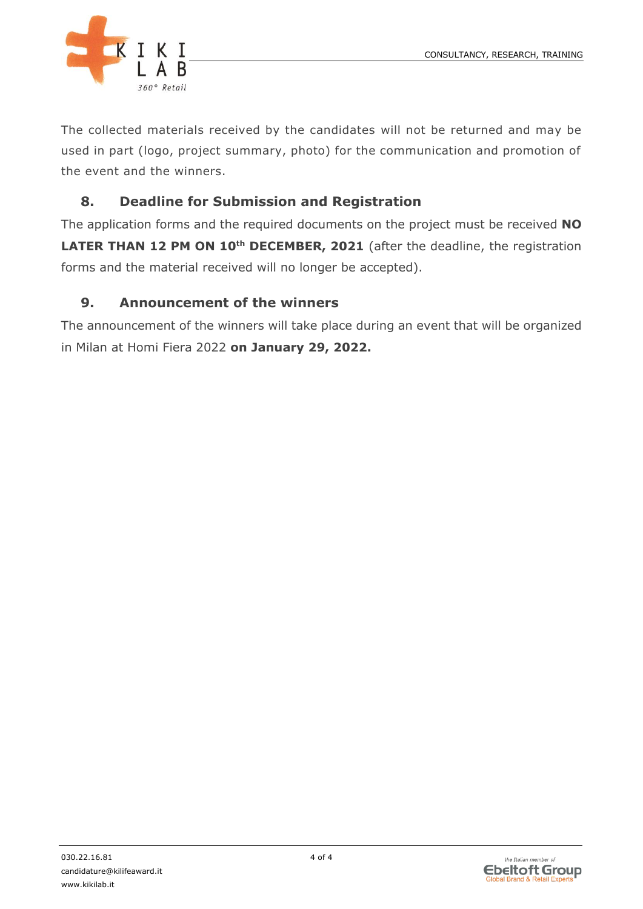The collected materials received by the candidates will not be returned and may be used in part (logo, project summary, photo) for the communication and promotion of the event and the winners.

## 8. Deadline for Submission and Registration

The application forms and the required documents on the project must be received **NO LATER THAN 12 PM ON 10th DECEMBER, 2021** (after the deadline, the registration forms and the material received will no longer be accepted).

## 9. Announcement of the winners

The announcement of the winners will take place during an event that will be organized in Milan at Homi Fiera 2022 **on January 29, 2022.**